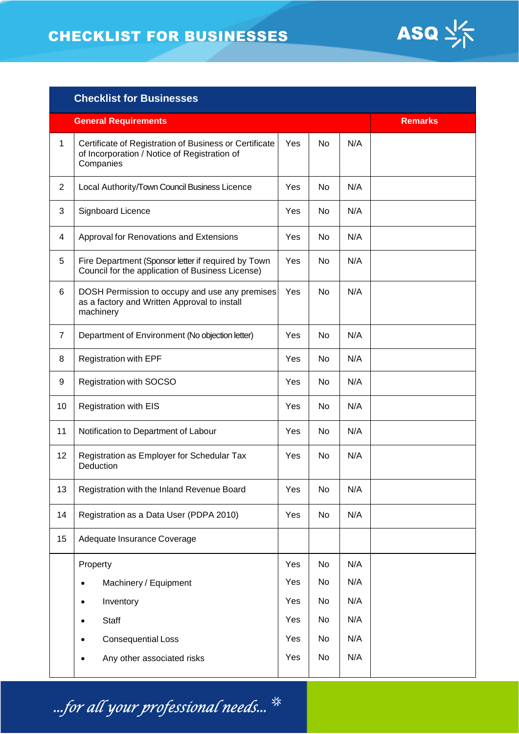# CHECKLIST FOR BUSINESSES

| | Checklist for Businesses | | | | |
|---|---|---|---|---|---|
| | **General Requirements** | | | | **Remarks** |
| 1 | Certificate of Registration of Business or Certificate of Incorporation / Notice of Registration of Companies | Yes | No | N/A | |
| 2 | Local Authority/Town Council Business Licence | Yes | No | N/A | |
| 3 | Signboard Licence | Yes | No | N/A | |
| 4 | Approval for Renovations and Extensions | Yes | No | N/A | |
| 5 | Fire Department (Sponsor letter if required by Town Council for the application of Business License) | Yes | No | N/A | |
| 6 | DOSH Permission to occupy and use any premises as a factory and Written Approval to install machinery | Yes | No | N/A | |
| 7 | Department of Environment (No objection letter) | Yes | No | N/A | |
| 8 | Registration with EPF | Yes | No | N/A | |
| 9 | Registration with SOCSO | Yes | No | N/A | |
| 10 | Registration with EIS | Yes | No | N/A | |
| 11 | Notification to Department of Labour | Yes | No | N/A | |
| 12 | Registration as Employer for Schedular Tax Deduction | Yes | No | N/A | |
| 13 | Registration with the Inland Revenue Board | Yes | No | N/A | |
| 14 | Registration as a Data User (PDPA 2010) | Yes | No | N/A | |
| 15 | Adequate Insurance Coverage | | | | |
| | Property | Yes | No | N/A | |
| | • Machinery / Equipment | Yes | No | N/A | |
| | • Inventory | Yes | No | N/A | |
| | • Staff | Yes | No | N/A | |
| | • Consequential Loss | Yes | No | N/A | |
| | • Any other associated risks | Yes | No | N/A | |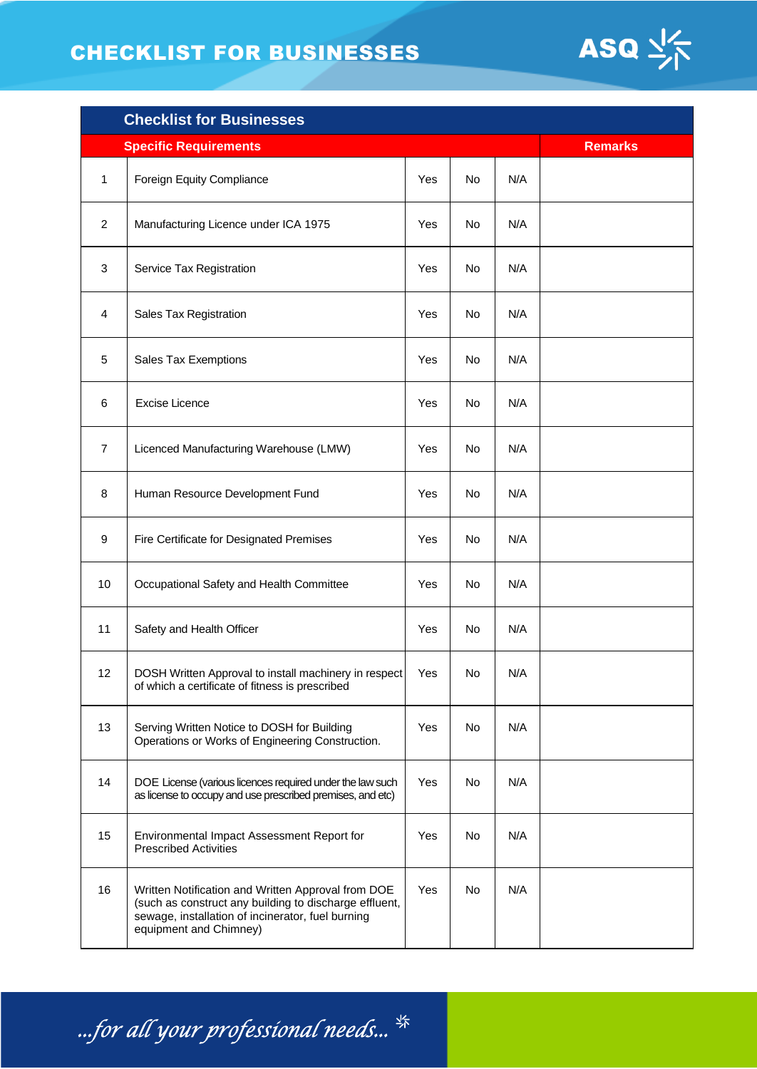# CHECKLIST FOR BUSINESSES

| Checklist for Businesses | | | | | |
|---|---|---|---|---|---|
| **Specific Requirements** | | | | | **Remarks** |
| 1 | Foreign Equity Compliance | Yes | No | N/A | |
| 2 | Manufacturing Licence under ICA 1975 | Yes | No | N/A | |
| 3 | Service Tax Registration | Yes | No | N/A | |
| 4 | Sales Tax Registration | Yes | No | N/A | |
| 5 | Sales Tax Exemptions | Yes | No | N/A | |
| 6 | Excise Licence | Yes | No | N/A | |
| 7 | Licenced Manufacturing Warehouse (LMW) | Yes | No | N/A | |
| 8 | Human Resource Development Fund | Yes | No | N/A | |
| 9 | Fire Certificate for Designated Premises | Yes | No | N/A | |
| 10 | Occupational Safety and Health Committee | Yes | No | N/A | |
| 11 | Safety and Health Officer | Yes | No | N/A | |
| 12 | DOSH Written Approval to install machinery in respect of which a certificate of fitness is prescribed | Yes | No | N/A | |
| 13 | Serving Written Notice to DOSH for Building Operations or Works of Engineering Construction. | Yes | No | N/A | |
| 14 | DOE License (various licences required under the law such as license to occupy and use prescribed premises, and etc) | Yes | No | N/A | |
| 15 | Environmental Impact Assessment Report for Prescribed Activities | Yes | No | N/A | |
| 16 | Written Notification and Written Approval from DOE (such as construct any building to discharge effluent, sewage, installation of incinerator, fuel burning equipment and Chimney) | Yes | No | N/A | |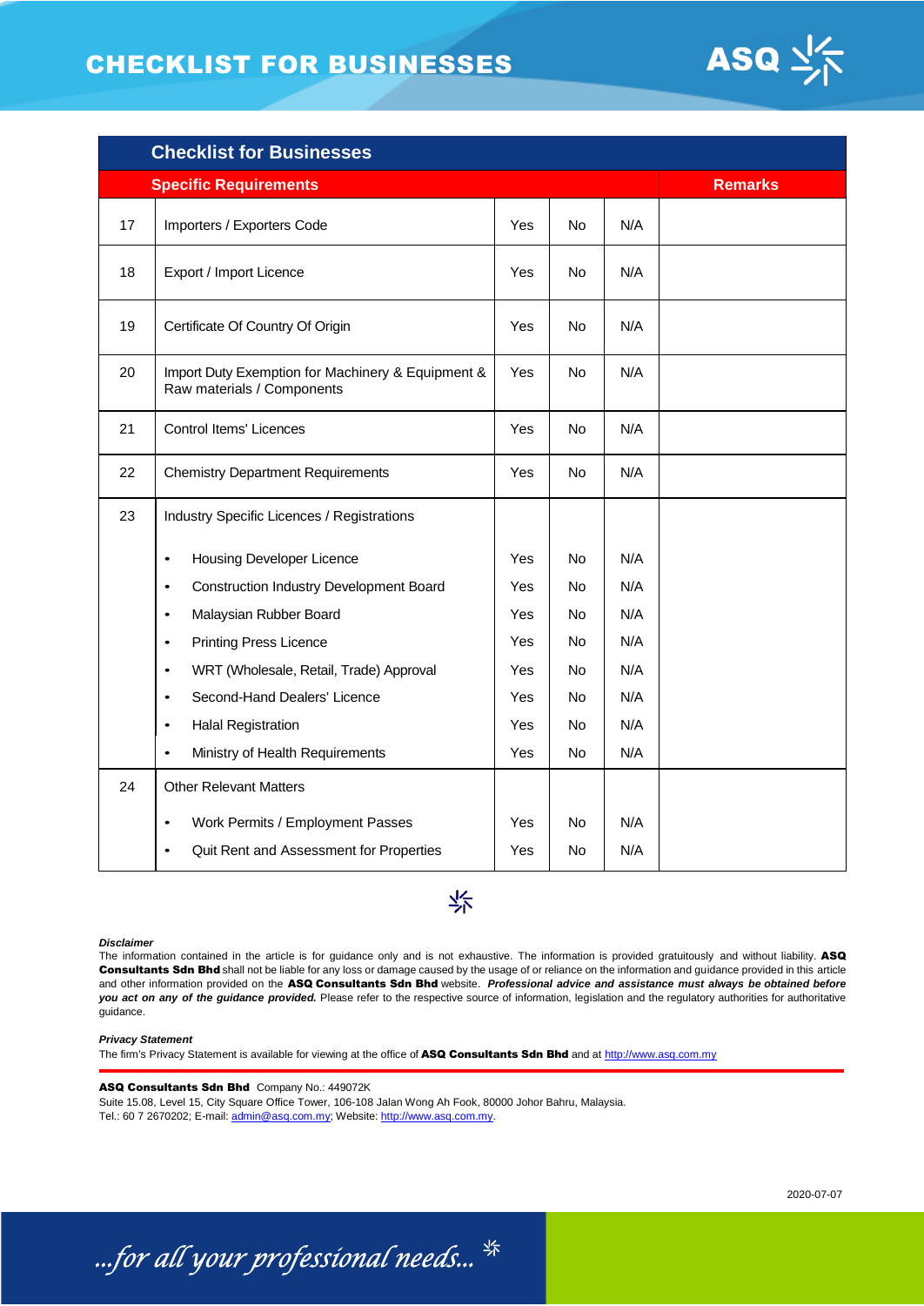# CHECKLIST FOR BUSINESSES

| Checklist for Businesses | | | | | |
|---|---|---|---|---|---|
| **Specific Requirements** | | | | | **Remarks** |
| 17 | Importers / Exporters Code | Yes | No | N/A | |
| 18 | Export / Import Licence | Yes | No | N/A | |
| 19 | Certificate Of Country Of Origin | Yes | No | N/A | |
| 20 | Import Duty Exemption for Machinery & Equipment & Raw materials / Components | Yes | No | N/A | |
| 21 | Control Items' Licences | Yes | No | N/A | |
| 22 | Chemistry Department Requirements | Yes | No | N/A | |
| 23 | Industry Specific Licences / Registrations | | | | |
| | • Housing Developer Licence | Yes | No | N/A | |
| | • Construction Industry Development Board | Yes | No | N/A | |
| | • Malaysian Rubber Board | Yes | No | N/A | |
| | • Printing Press Licence | Yes | No | N/A | |
| | • WRT (Wholesale, Retail, Trade) Approval | Yes | No | N/A | |
| | • Second-Hand Dealers' Licence | Yes | No | N/A | |
| | • Halal Registration | Yes | No | N/A | |
| | • Ministry of Health Requirements | Yes | No | N/A | |
| 24 | Other Relevant Matters | | | | |
| | • Work Permits / Employment Passes | Yes | No | N/A | |
| | • Quit Rent and Assessment for Properties | Yes | No | N/A | |

***Disclaimer***

The information contained in the article is for guidance only and is not exhaustive. The information is provided gratuitously and without liability. **ASQ Consultants Sdn Bhd** shall not be liable for any loss or damage caused by the usage of or reliance on the information and guidance provided in this article and other information provided on the **ASQ Consultants Sdn Bhd** website. ***Professional advice and assistance must always be obtained before you act on any of the guidance provided.*** Please refer to the respective source of information, legislation and the regulatory authorities for authoritative guidance.

***Privacy Statement***

The firm's Privacy Statement is available for viewing at the office of **ASQ Consultants Sdn Bhd** and at http://www.asq.com.my

**ASQ Consultants Sdn Bhd** Company No.: 449072K
Suite 15.08, Level 15, City Square Office Tower, 106-108 Jalan Wong Ah Fook, 80000 Johor Bahru, Malaysia.
Tel.: 60 7 2670202; E-mail: admin@asq.com.my; Website: http://www.asq.com.my.

2020-07-07

...for all your professional needs...